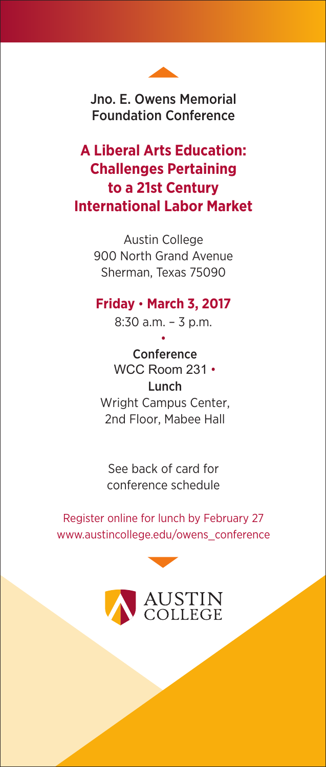Jno. E. Owens Memorial
Foundation Conference

# A Liberal Arts Education: Challenges Pertaining to a 21st Century International Labor Market

Austin College
900 North Grand Avenue
Sherman, Texas 75090

**Friday • March 3, 2017**

8:30 a.m. – 3 p.m.

•

Conference
WCC Room 231 •
Lunch
Wright Campus Center,
2nd Floor, Mabee Hall

See back of card for
conference schedule

Register online for lunch by February 27
www.austincollege.edu/owens_conference

AUSTIN
COLLEGE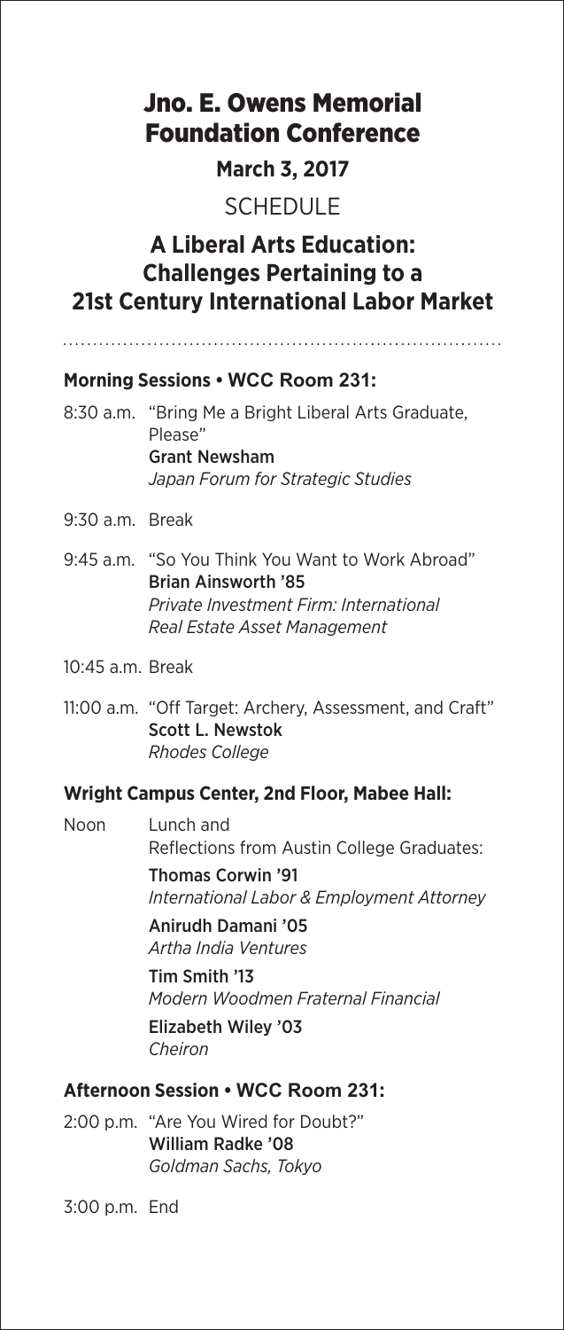# Jno. E. Owens Memorial Foundation Conference

**March 3, 2017**

SCHEDULE

## A Liberal Arts Education: Challenges Pertaining to a 21st Century International Labor Market

### Morning Sessions • WCC Room 231:

8:30 a.m. "Bring Me a Bright Liberal Arts Graduate, Please"
**Grant Newsham**
*Japan Forum for Strategic Studies*

9:30 a.m. Break

9:45 a.m. "So You Think You Want to Work Abroad"
**Brian Ainsworth '85**
*Private Investment Firm: International Real Estate Asset Management*

10:45 a.m. Break

11:00 a.m. "Off Target: Archery, Assessment, and Craft"
**Scott L. Newstok**
*Rhodes College*

### Wright Campus Center, 2nd Floor, Mabee Hall:

Noon Lunch and
Reflections from Austin College Graduates:

**Thomas Corwin '91**
*International Labor & Employment Attorney*

**Anirudh Damani '05**
*Artha India Ventures*

**Tim Smith '13**
*Modern Woodmen Fraternal Financial*

**Elizabeth Wiley '03**
*Cheiron*

### Afternoon Session • WCC Room 231:

2:00 p.m. "Are You Wired for Doubt?"
**William Radke '08**
*Goldman Sachs, Tokyo*

3:00 p.m. End